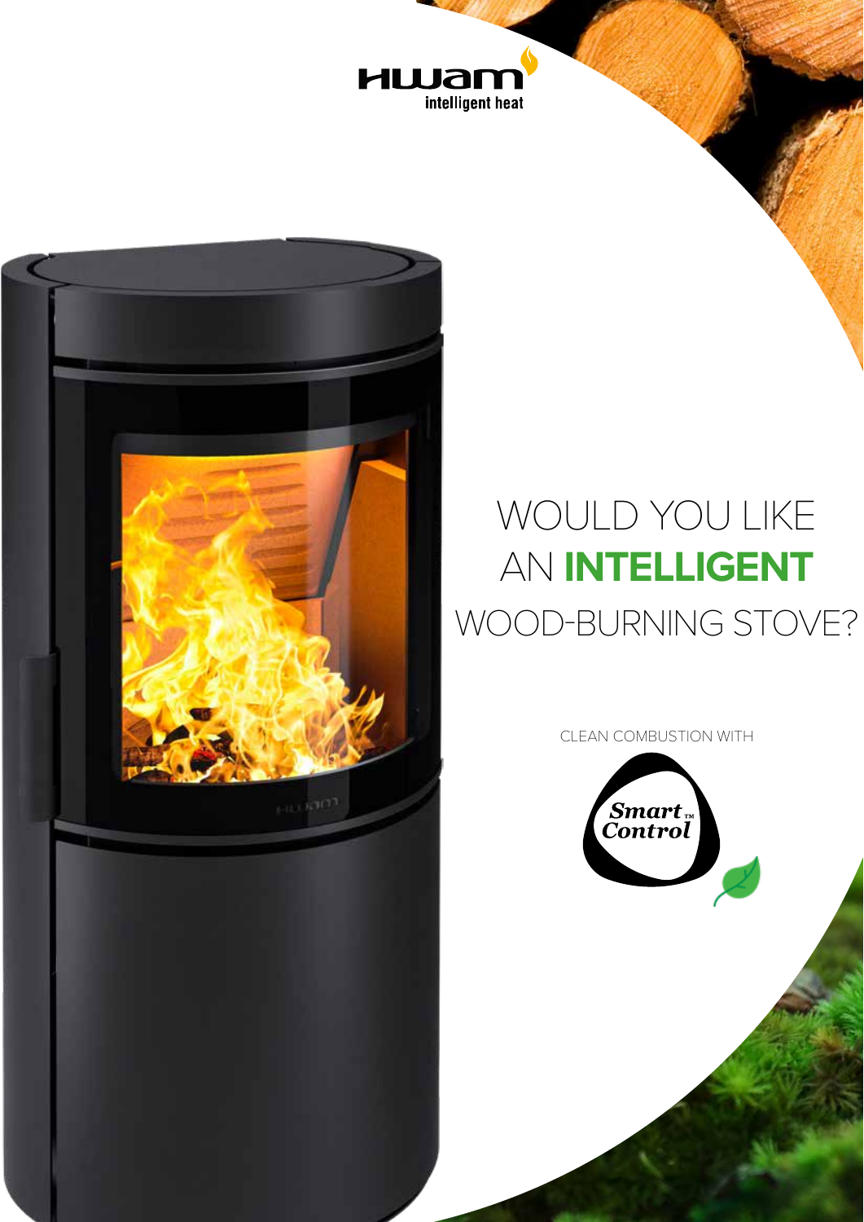HWAM

intelligent heat

# WOULD YOU LIKE AN **INTELLIGENT** WOOD-BURNING STOVE?

CLEAN COMBUSTION WITH

Smart™ Control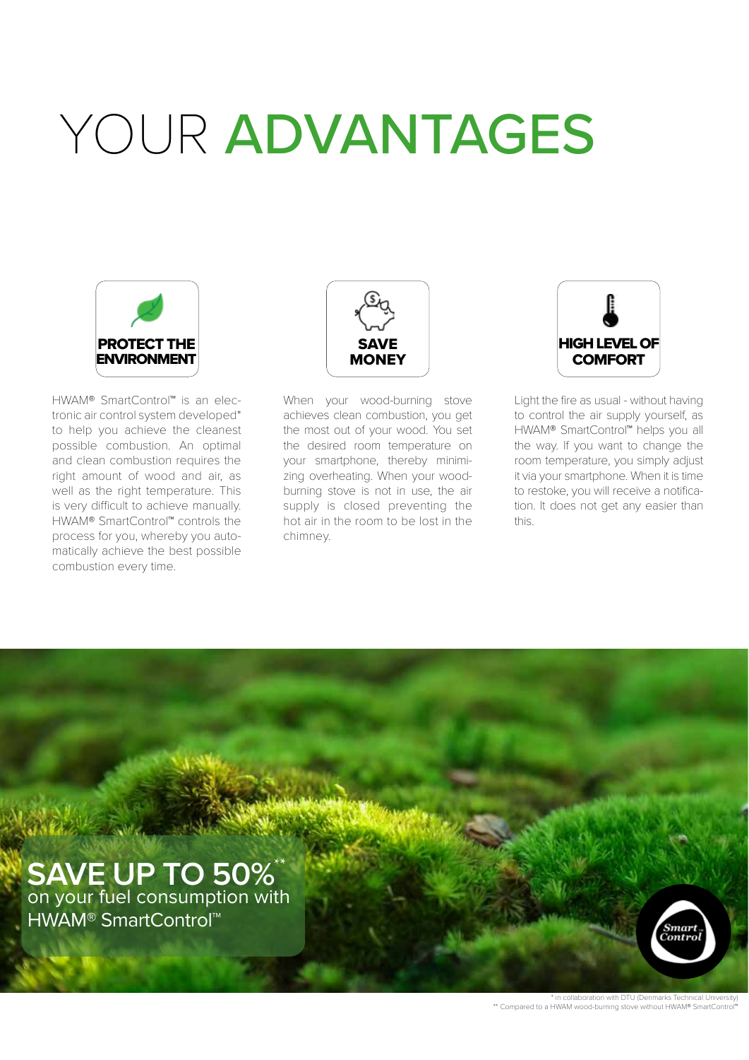# YOUR ADVANTAGES

### PROTECT THE ENVIRONMENT

HWAM® SmartControl™ is an electronic air control system developed* to help you achieve the cleanest possible combustion. An optimal and clean combustion requires the right amount of wood and air, as well as the right temperature. This is very difficult to achieve manually. HWAM® SmartControl™ controls the process for you, whereby you automatically achieve the best possible combustion every time.

### SAVE MONEY

When your wood-burning stove achieves clean combustion, you get the most out of your wood. You set the desired room temperature on your smartphone, thereby minimizing overheating. When your wood-burning stove is not in use, the air supply is closed preventing the hot air in the room to be lost in the chimney.

### HIGH LEVEL OF COMFORT

Light the fire as usual - without having to control the air supply yourself, as HWAM® SmartControl™ helps you all the way. If you want to change the room temperature, you simply adjust it via your smartphone. When it is time to restoke, you will receive a notification. It does not get any easier than this.

**SAVE UP TO 50%****
on your fuel consumption with HWAM® SmartControl™

Smart Control

* in collaboration with DTU (Denmarks Technical University)
** Compared to a HWAM wood-burning stove without HWAM® SmartControl™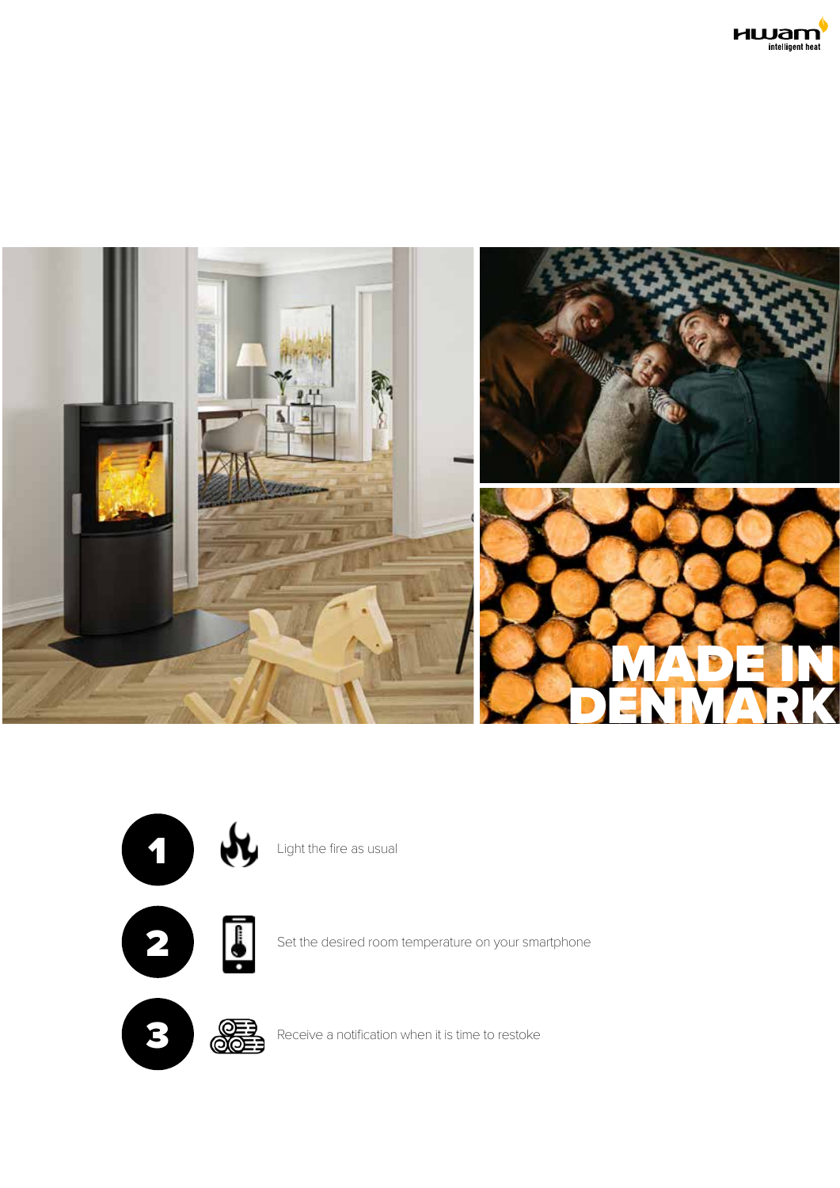HWAM intelligent heat

MADE IN DENMARK

1. Light the fire as usual
2. Set the desired room temperature on your smartphone
3. Receive a notification when it is time to restoke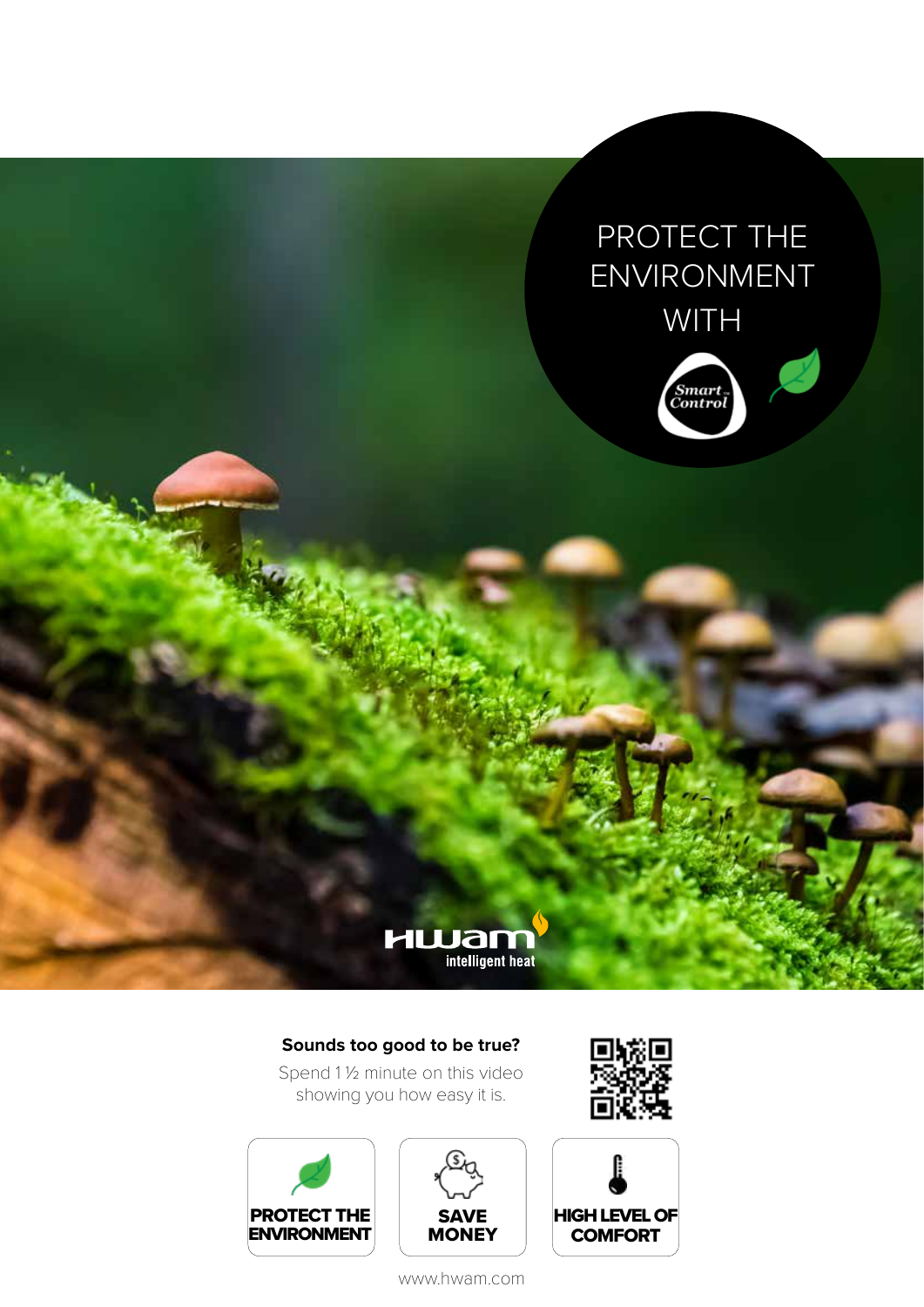PROTECT THE ENVIRONMENT WITH

Smart Control

HWAM intelligent heat

**Sounds too good to be true?**

Spend 1 ½ minute on this video showing you how easy it is.

**PROTECT THE ENVIRONMENT**

**SAVE MONEY**

**HIGH LEVEL OF COMFORT**

www.hwam.com